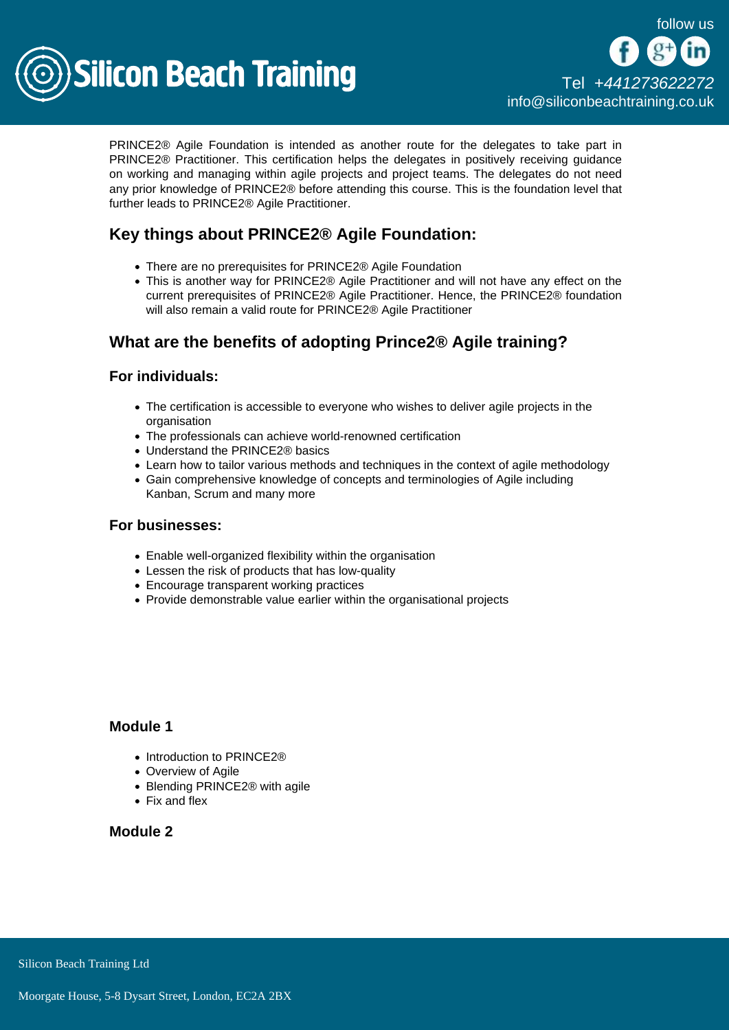PRINCE2® Agile Foundation is intended as another route for the delegates to take part in PRINCE2® Practitioner. This certification helps the delegates in positively receiving guidance on working and managing within agile projects and project teams. The delegates do not need any prior knowledge of PRINCE2® before attending this course. This is the foundation level that further leads to PRINCE2® Agile Practitioner.

## Key things about PRINCE2® Agile Foundation:

- There are no prerequisites for PRINCE2® Agile Foundation
- This is another way for PRINCE2® Agile Practitioner and will not have any effect on the current prerequisites of PRINCE2® Agile Practitioner. Hence, the PRINCE2® foundation will also remain a valid route for PRINCE2® Agile Practitioner

## What are the benefits of adopting Prince2® Agile training?

### For individuals:

- The certification is accessible to everyone who wishes to deliver agile projects in the organisation
- The professionals can achieve world-renowned certification
- Understand the PRINCE2® basics
- Learn how to tailor various methods and techniques in the context of agile methodology
- Gain comprehensive knowledge of concepts and terminologies of Agile including Kanban, Scrum and many more

### For businesses:

- Enable well-organized flexibility within the organisation
- Lessen the risk of products that has low-quality
- Encourage transparent working practices
- Provide demonstrable value earlier within the organisational projects

### Module 1

- Introduction to PRINCE2®
- Overview of Agile
- Blending PRINCE2® with agile
- Fix and flex

### Module 2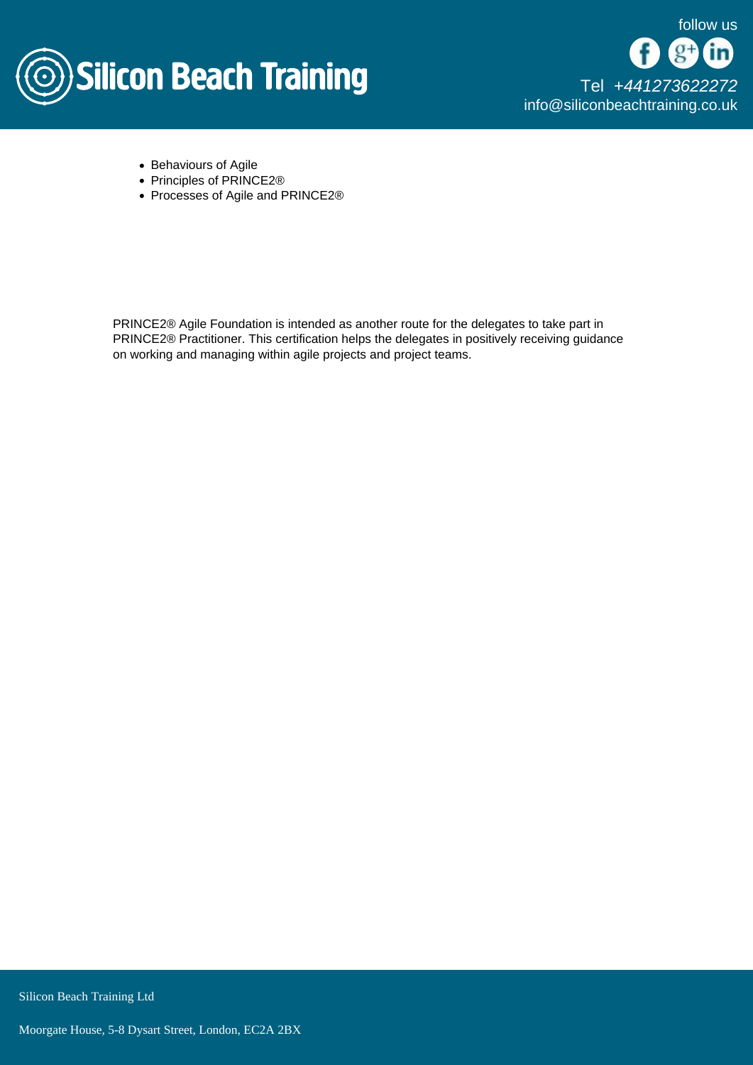- Behaviours of Agile
- Principles of PRINCE2®
- Processes of Agile and PRINCE2®

PRINCE2® Agile Foundation is intended as another route for the delegates to take part in PRINCE2® Practitioner. This certification helps the delegates in positively receiving guidance on working and managing within agile projects and project teams.